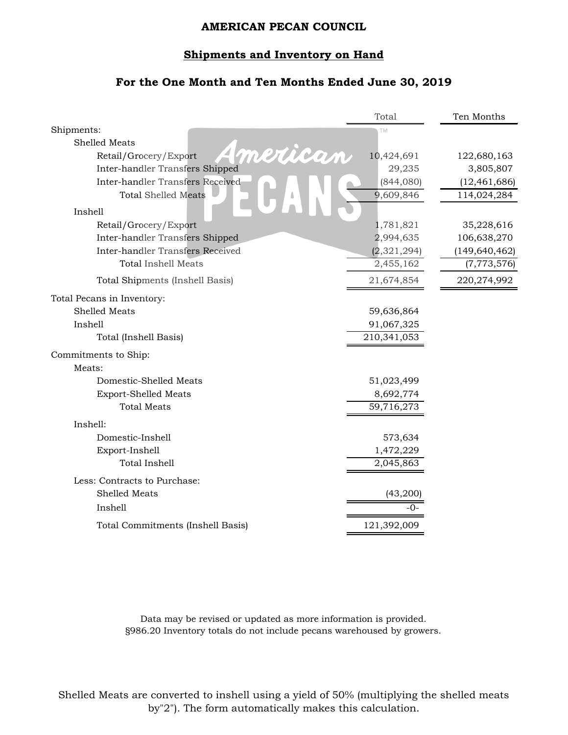# AMERICAN PECAN COUNCIL

## Shipments and Inventory on Hand

### For the One Month and Ten Months Ended June 30, 2019

| | Total | Ten Months |
|---|---|---|
| **Shipments:** | | |
| Shelled Meats | | |
| Retail/Grocery/Export | 10,424,691 | 122,680,163 |
| Inter-handler Transfers Shipped | 29,235 | 3,805,807 |
| Inter-handler Transfers Received | (844,080) | (12,461,686) |
| Total Shelled Meats | 9,609,846 | 114,024,284 |
| Inshell | | |
| Retail/Grocery/Export | 1,781,821 | 35,228,616 |
| Inter-handler Transfers Shipped | 2,994,635 | 106,638,270 |
| Inter-handler Transfers Received | (2,321,294) | (149,640,462) |
| Total Inshell Meats | 2,455,162 | (7,773,576) |
| Total Shipments (Inshell Basis) | 21,674,854 | 220,274,992 |
| **Total Pecans in Inventory:** | | |
| Shelled Meats | 59,636,864 | |
| Inshell | 91,067,325 | |
| Total (Inshell Basis) | 210,341,053 | |
| **Commitments to Ship:** | | |
| Meats: | | |
| Domestic-Shelled Meats | 51,023,499 | |
| Export-Shelled Meats | 8,692,774 | |
| Total Meats | 59,716,273 | |
| Inshell: | | |
| Domestic-Inshell | 573,634 | |
| Export-Inshell | 1,472,229 | |
| Total Inshell | 2,045,863 | |
| Less: Contracts to Purchase: | | |
| Shelled Meats | (43,200) | |
| Inshell | -0- | |
| Total Commitments (Inshell Basis) | 121,392,009 | |

Data may be revised or updated as more information is provided.
§986.20 Inventory totals do not include pecans warehoused by growers.

Shelled Meats are converted to inshell using a yield of 50% (multiplying the shelled meats by"2"). The form automatically makes this calculation.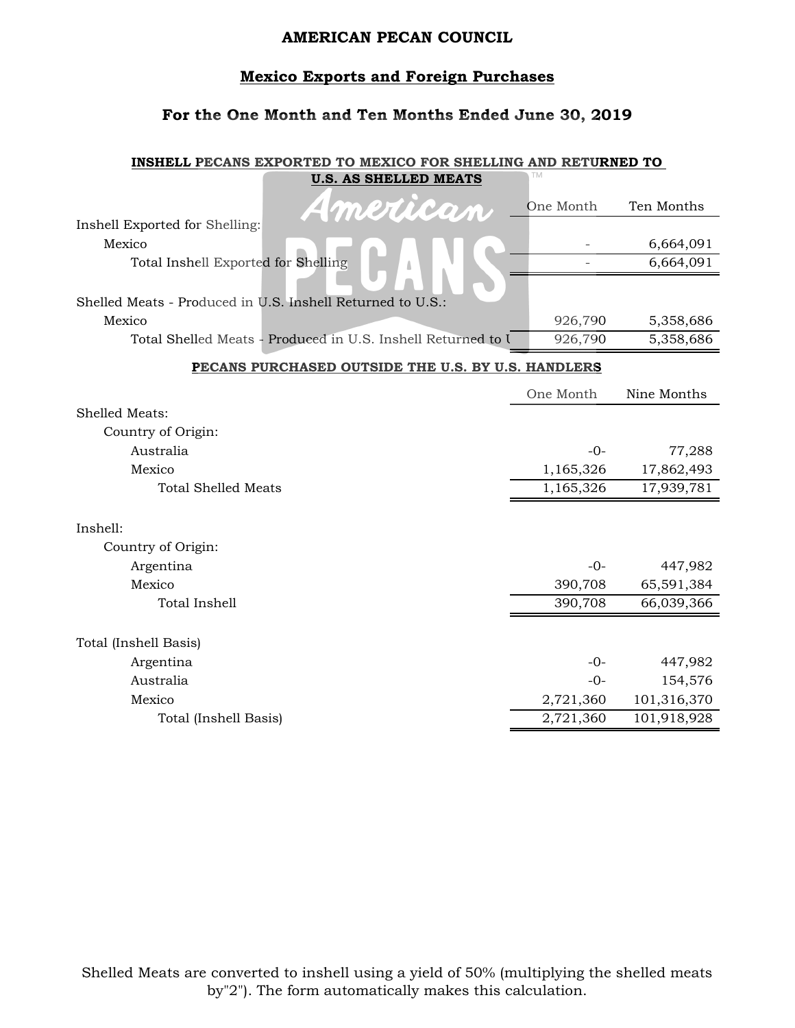# AMERICAN PECAN COUNCIL

## Mexico Exports and Foreign Purchases

### For the One Month and Ten Months Ended June 30, 2019

**INSHELL PECANS EXPORTED TO MEXICO FOR SHELLING AND RETURNED TO U.S. AS SHELLED MEATS**

| | One Month | Ten Months |
|---|---|---|
| Inshell Exported for Shelling: | | |
| Mexico | - | 6,664,091 |
| Total Inshell Exported for Shelling | - | 6,664,091 |
| | | |
| Shelled Meats - Produced in U.S. Inshell Returned to U.S.: | | |
| Mexico | 926,790 | 5,358,686 |
| Total Shelled Meats - Produced in U.S. Inshell Returned to U | 926,790 | 5,358,686 |

**PECANS PURCHASED OUTSIDE THE U.S. BY U.S. HANDLERS**

| | One Month | Nine Months |
|---|---|---|
| Shelled Meats: | | |
| Country of Origin: | | |
| Australia | -0- | 77,288 |
| Mexico | 1,165,326 | 17,862,493 |
| Total Shelled Meats | 1,165,326 | 17,939,781 |
| | | |
| Inshell: | | |
| Country of Origin: | | |
| Argentina | -0- | 447,982 |
| Mexico | 390,708 | 65,591,384 |
| Total Inshell | 390,708 | 66,039,366 |
| | | |
| Total (Inshell Basis) | | |
| Argentina | -0- | 447,982 |
| Australia | -0- | 154,576 |
| Mexico | 2,721,360 | 101,316,370 |
| Total (Inshell Basis) | 2,721,360 | 101,918,928 |

Shelled Meats are converted to inshell using a yield of 50% (multiplying the shelled meats by"2"). The form automatically makes this calculation.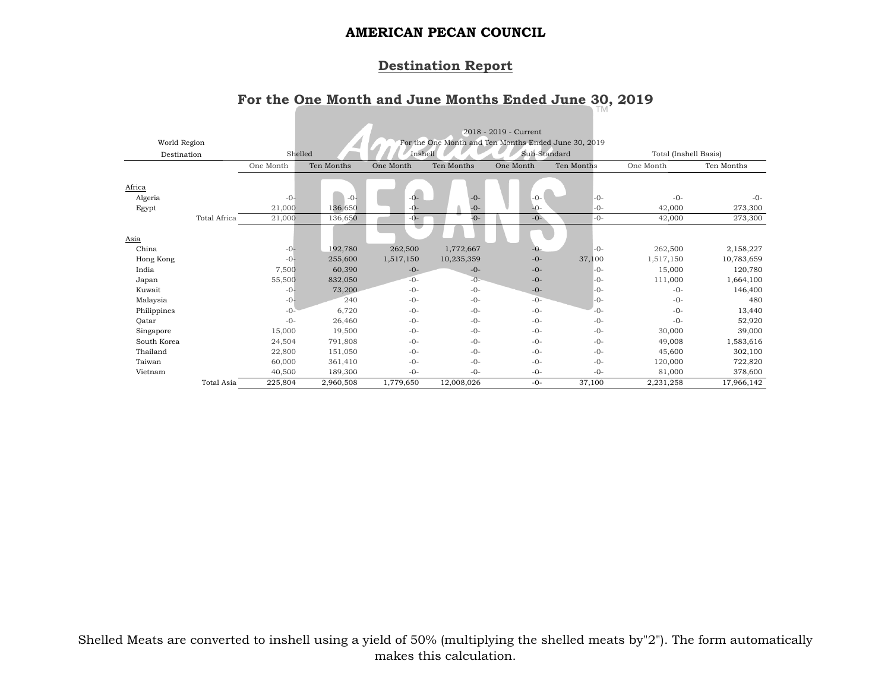**AMERICAN PECAN COUNCIL**

**Destination Report**

**For the One Month and June Months Ended June 30, 2019**

| World Region Destination | 2018 - 2019 - Current For the One Month and Ten Months Ended June 30, 2019 | | | | | | | |
|---|---|---|---|---|---|---|---|---|
| | Shelled | | Inshell | | Sub-Standard | | Total (Inshell Basis) | |
| | One Month | Ten Months | One Month | Ten Months | One Month | Ten Months | One Month | Ten Months |
| **Africa** | | | | | | | | |
| Algeria | -0- | -0- | -0- | -0- | -0- | -0- | -0- | -0- |
| Egypt | 21,000 | 136,650 | -0- | -0- | -0- | -0- | 42,000 | 273,300 |
| Total Africa | 21,000 | 136,650 | -0- | -0- | -0- | -0- | 42,000 | 273,300 |
| **Asia** | | | | | | | | |
| China | -0- | 192,780 | 262,500 | 1,772,667 | -0- | -0- | 262,500 | 2,158,227 |
| Hong Kong | -0- | 255,600 | 1,517,150 | 10,235,359 | -0- | 37,100 | 1,517,150 | 10,783,659 |
| India | 7,500 | 60,390 | -0- | -0- | -0- | -0- | 15,000 | 120,780 |
| Japan | 55,500 | 832,050 | -0- | -0- | -0- | -0- | 111,000 | 1,664,100 |
| Kuwait | -0- | 73,200 | -0- | -0- | -0- | -0- | -0- | 146,400 |
| Malaysia | -0- | 240 | -0- | -0- | -0- | -0- | -0- | 480 |
| Philippines | -0- | 6,720 | -0- | -0- | -0- | -0- | -0- | 13,440 |
| Qatar | -0- | 26,460 | -0- | -0- | -0- | -0- | -0- | 52,920 |
| Singapore | 15,000 | 19,500 | -0- | -0- | -0- | -0- | 30,000 | 39,000 |
| South Korea | 24,504 | 791,808 | -0- | -0- | -0- | -0- | 49,008 | 1,583,616 |
| Thailand | 22,800 | 151,050 | -0- | -0- | -0- | -0- | 45,600 | 302,100 |
| Taiwan | 60,000 | 361,410 | -0- | -0- | -0- | -0- | 120,000 | 722,820 |
| Vietnam | 40,500 | 189,300 | -0- | -0- | -0- | -0- | 81,000 | 378,600 |
| Total Asia | 225,804 | 2,960,508 | 1,779,650 | 12,008,026 | -0- | 37,100 | 2,231,258 | 17,966,142 |

Shelled Meats are converted to inshell using a yield of 50% (multiplying the shelled meats by"2"). The form automatically makes this calculation.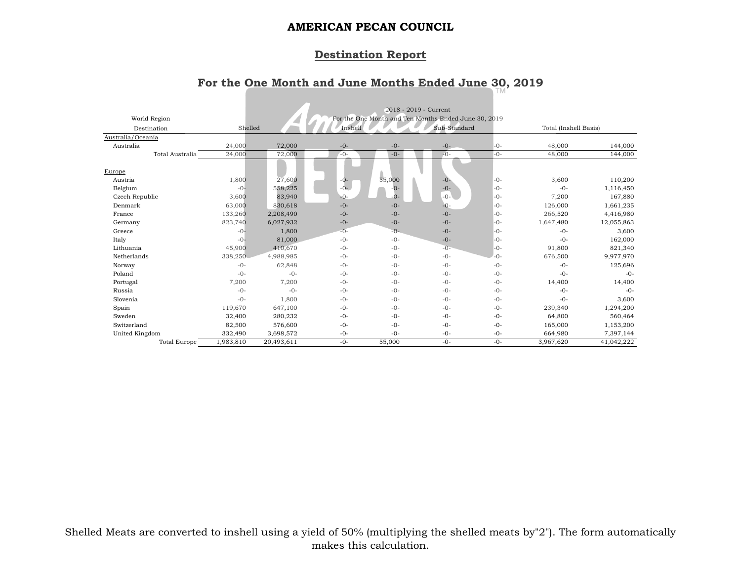**AMERICAN PECAN COUNCIL**

**Destination Report**

**For the One Month and June Months Ended June 30, 2019**

| World Region | | | 2018 - 2019 - Current | | | | | |
|---|---|---|---|---|---|---|---|---|
| | | | For the One Month and Ten Months Ended June 30, 2019 | | | | | |
| Destination | Shelled | | Inshell | | Sub-Standard | | Total (Inshell Basis) | |
| Australia/Oceania | | | | | | | | |
| Australia | 24,000 | 72,000 | -0- | -0- | -0- | -0- | 48,000 | 144,000 |
| Total Australia | 24,000 | 72,000 | -0- | -0- | -0- | -0- | 48,000 | 144,000 |
| Europe | | | | | | | | |
| Austria | 1,800 | 27,600 | -0- | 55,000 | -0- | -0- | 3,600 | 110,200 |
| Belgium | -0- | 558,225 | -0- | -0- | -0- | -0- | -0- | 1,116,450 |
| Czech Republic | 3,600 | 83,940 | -0- | -0- | -0- | -0- | 7,200 | 167,880 |
| Denmark | 63,000 | 830,618 | -0- | -0- | -0- | -0- | 126,000 | 1,661,235 |
| France | 133,260 | 2,208,490 | -0- | -0- | -0- | -0- | 266,520 | 4,416,980 |
| Germany | 823,740 | 6,027,932 | -0- | -0- | -0- | -0- | 1,647,480 | 12,055,863 |
| Greece | -0- | 1,800 | -0- | -0- | -0- | -0- | -0- | 3,600 |
| Italy | -0- | 81,000 | -0- | -0- | -0- | -0- | -0- | 162,000 |
| Lithuania | 45,900 | 410,670 | -0- | -0- | -0- | -0- | 91,800 | 821,340 |
| Netherlands | 338,250 | 4,988,985 | -0- | -0- | -0- | -0- | 676,500 | 9,977,970 |
| Norway | -0- | 62,848 | -0- | -0- | -0- | -0- | -0- | 125,696 |
| Poland | -0- | -0- | -0- | -0- | -0- | -0- | -0- | -0- |
| Portugal | 7,200 | 7,200 | -0- | -0- | -0- | -0- | 14,400 | 14,400 |
| Russia | -0- | -0- | -0- | -0- | -0- | -0- | -0- | -0- |
| Slovenia | -0- | 1,800 | -0- | -0- | -0- | -0- | -0- | 3,600 |
| Spain | 119,670 | 647,100 | -0- | -0- | -0- | -0- | 239,340 | 1,294,200 |
| Sweden | 32,400 | 280,232 | -0- | -0- | -0- | -0- | 64,800 | 560,464 |
| Switzerland | 82,500 | 576,600 | -0- | -0- | -0- | -0- | 165,000 | 1,153,200 |
| United Kingdom | 332,490 | 3,698,572 | -0- | -0- | -0- | -0- | 664,980 | 7,397,144 |
| Total Europe | 1,983,810 | 20,493,611 | -0- | 55,000 | -0- | -0- | 3,967,620 | 41,042,222 |

Shelled Meats are converted to inshell using a yield of 50% (multiplying the shelled meats by"2"). The form automatically makes this calculation.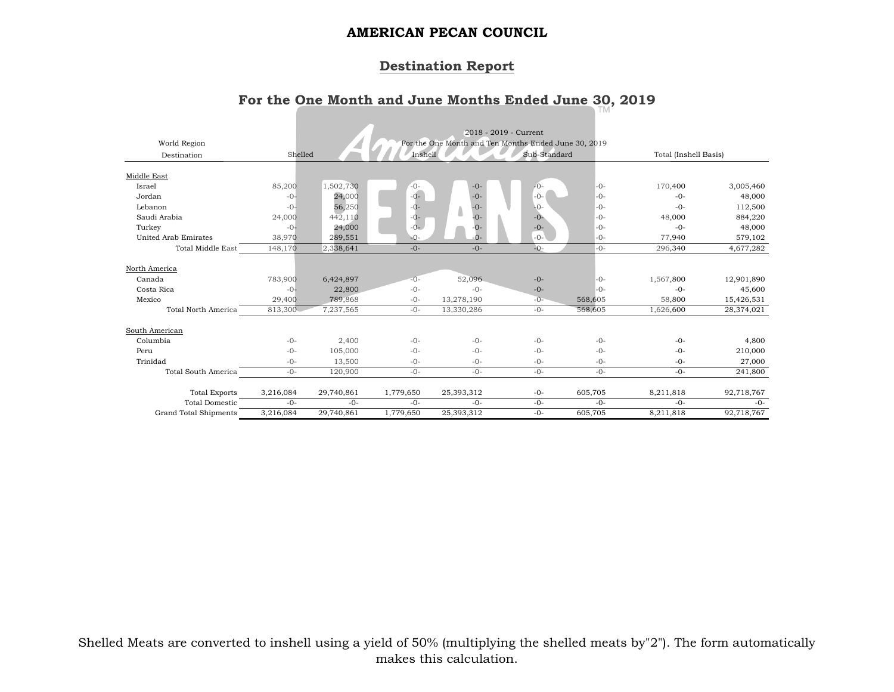# AMERICAN PECAN COUNCIL

## Destination Report

### For the One Month and June Months Ended June 30, 2019

| World Region Destination | 2018 - 2019 - Current For the One Month and Ten Months Ended June 30, 2019 Shelled | | Inshell | | Sub-Standard | | Total (Inshell Basis) | |
|---|---|---|---|---|---|---|---|---|
| **Middle East** | | | | | | | | |
| Israel | 85,200 | 1,502,730 | -0- | -0- | -0- | -0- | 170,400 | 3,005,460 |
| Jordan | -0- | 24,000 | -0- | -0- | -0- | -0- | -0- | 48,000 |
| Lebanon | -0- | 56,250 | -0- | -0- | -0- | -0- | -0- | 112,500 |
| Saudi Arabia | 24,000 | 442,110 | -0- | -0- | -0- | -0- | 48,000 | 884,220 |
| Turkey | -0- | 24,000 | -0- | -0- | -0- | -0- | -0- | 48,000 |
| United Arab Emirates | 38,970 | 289,551 | -0- | -0- | -0- | -0- | 77,940 | 579,102 |
| Total Middle East | 148,170 | 2,338,641 | -0- | -0- | -0- | -0- | 296,340 | 4,677,282 |
| **North America** | | | | | | | | |
| Canada | 783,900 | 6,424,897 | -0- | 52,096 | -0- | -0- | 1,567,800 | 12,901,890 |
| Costa Rica | -0- | 22,800 | -0- | -0- | -0- | -0- | -0- | 45,600 |
| Mexico | 29,400 | 789,868 | -0- | 13,278,190 | -0- | 568,605 | 58,800 | 15,426,531 |
| Total North America | 813,300 | 7,237,565 | -0- | 13,330,286 | -0- | 568,605 | 1,626,600 | 28,374,021 |
| **South American** | | | | | | | | |
| Columbia | -0- | 2,400 | -0- | -0- | -0- | -0- | -0- | 4,800 |
| Peru | -0- | 105,000 | -0- | -0- | -0- | -0- | -0- | 210,000 |
| Trinidad | -0- | 13,500 | -0- | -0- | -0- | -0- | -0- | 27,000 |
| Total South America | -0- | 120,900 | -0- | -0- | -0- | -0- | -0- | 241,800 |
| Total Exports | 3,216,084 | 29,740,861 | 1,779,650 | 25,393,312 | -0- | 605,705 | 8,211,818 | 92,718,767 |
| Total Domestic | -0- | -0- | -0- | -0- | -0- | -0- | -0- | -0- |
| Grand Total Shipments | 3,216,084 | 29,740,861 | 1,779,650 | 25,393,312 | -0- | 605,705 | 8,211,818 | 92,718,767 |

Shelled Meats are converted to inshell using a yield of 50% (multiplying the shelled meats by"2"). The form automatically makes this calculation.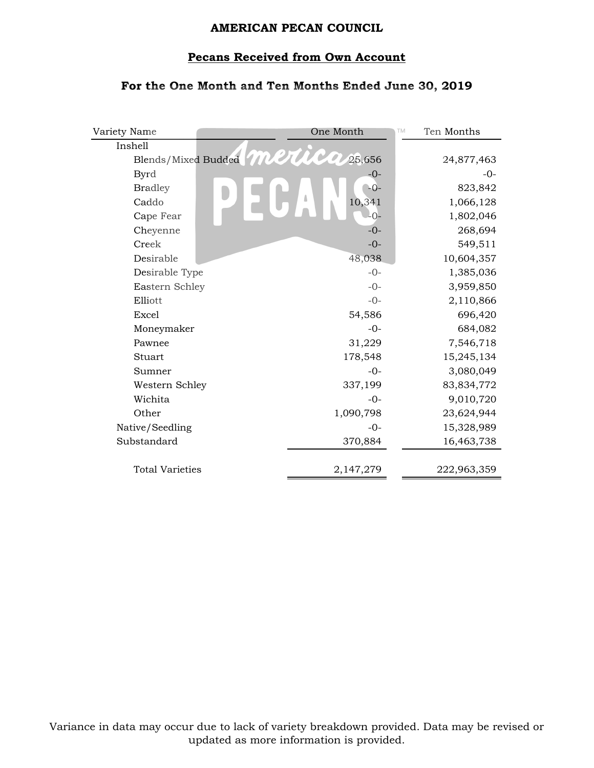**AMERICAN PECAN COUNCIL**

**Pecans Received from Own Account**

**For the One Month and Ten Months Ended June 30, 2019**

| Variety Name | One Month | Ten Months |
|---|---|---|
| Inshell | | |
| Blends/Mixed Budded | 25,656 | 24,877,463 |
| Byrd | -0- | -0- |
| Bradley | -0- | 823,842 |
| Caddo | 10,341 | 1,066,128 |
| Cape Fear | -0- | 1,802,046 |
| Cheyenne | -0- | 268,694 |
| Creek | -0- | 549,511 |
| Desirable | 48,038 | 10,604,357 |
| Desirable Type | -0- | 1,385,036 |
| Eastern Schley | -0- | 3,959,850 |
| Elliott | -0- | 2,110,866 |
| Excel | 54,586 | 696,420 |
| Moneymaker | -0- | 684,082 |
| Pawnee | 31,229 | 7,546,718 |
| Stuart | 178,548 | 15,245,134 |
| Sumner | -0- | 3,080,049 |
| Western Schley | 337,199 | 83,834,772 |
| Wichita | -0- | 9,010,720 |
| Other | 1,090,798 | 23,624,944 |
| Native/Seedling | -0- | 15,328,989 |
| Substandard | 370,884 | 16,463,738 |
| Total Varieties | 2,147,279 | 222,963,359 |

Variance in data may occur due to lack of variety breakdown provided. Data may be revised or updated as more information is provided.